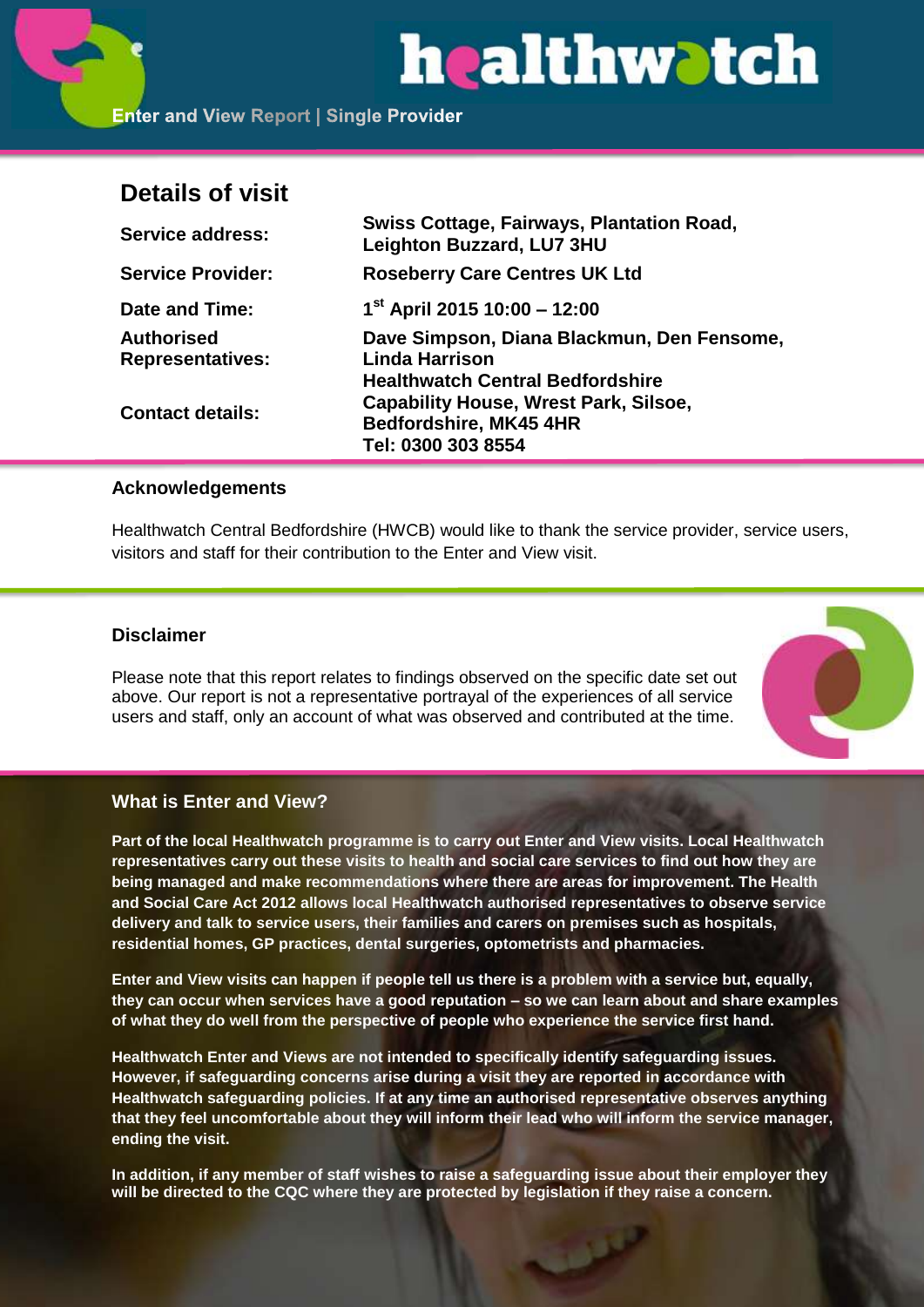Enter and View Report | Single Provider

## Details of visit

| | |
|---|---|
| **Service address:** | **Swiss Cottage, Fairways, Plantation Road, Leighton Buzzard, LU7 3HU** |
| **Service Provider:** | **Roseberry Care Centres UK Ltd** |
| **Date and Time:** | **1st April 2015 10:00 – 12:00** |
| **Authorised Representatives:** | **Dave Simpson, Diana Blackmun, Den Fensome, Linda Harrison** |
| **Contact details:** | **Healthwatch Central Bedfordshire, Capability House, Wrest Park, Silsoe, Bedfordshire, MK45 4HR, Tel: 0300 303 8554** |

### Acknowledgements

Healthwatch Central Bedfordshire (HWCB) would like to thank the service provider, service users, visitors and staff for their contribution to the Enter and View visit.

### Disclaimer

Please note that this report relates to findings observed on the specific date set out above. Our report is not a representative portrayal of the experiences of all service users and staff, only an account of what was observed and contributed at the time.

### What is Enter and View?

**Part of the local Healthwatch programme is to carry out Enter and View visits. Local Healthwatch representatives carry out these visits to health and social care services to find out how they are being managed and make recommendations where there are areas for improvement. The Health and Social Care Act 2012 allows local Healthwatch authorised representatives to observe service delivery and talk to service users, their families and carers on premises such as hospitals, residential homes, GP practices, dental surgeries, optometrists and pharmacies.**

**Enter and View visits can happen if people tell us there is a problem with a service but, equally, they can occur when services have a good reputation – so we can learn about and share examples of what they do well from the perspective of people who experience the service first hand.**

**Healthwatch Enter and Views are not intended to specifically identify safeguarding issues. However, if safeguarding concerns arise during a visit they are reported in accordance with Healthwatch safeguarding policies. If at any time an authorised representative observes anything that they feel uncomfortable about they will inform their lead who will inform the service manager, ending the visit.**

**In addition, if any member of staff wishes to raise a safeguarding issue about their employer they will be directed to the CQC where they are protected by legislation if they raise a concern.**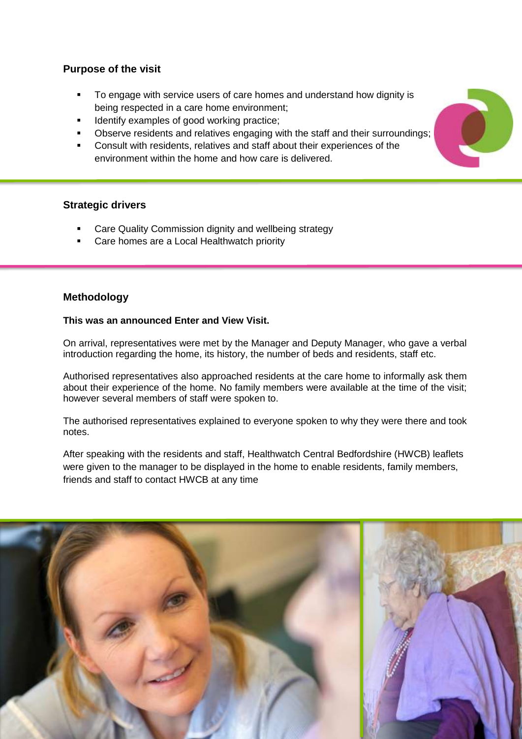## Purpose of the visit

- To engage with service users of care homes and understand how dignity is being respected in a care home environment;
- Identify examples of good working practice;
- Observe residents and relatives engaging with the staff and their surroundings;
- Consult with residents, relatives and staff about their experiences of the environment within the home and how care is delivered.

## Strategic drivers

- Care Quality Commission dignity and wellbeing strategy
- Care homes are a Local Healthwatch priority

## Methodology

**This was an announced Enter and View Visit.**

On arrival, representatives were met by the Manager and Deputy Manager, who gave a verbal introduction regarding the home, its history, the number of beds and residents, staff etc.

Authorised representatives also approached residents at the care home to informally ask them about their experience of the home. No family members were available at the time of the visit; however several members of staff were spoken to.

The authorised representatives explained to everyone spoken to why they were there and took notes.

After speaking with the residents and staff, Healthwatch Central Bedfordshire (HWCB) leaflets were given to the manager to be displayed in the home to enable residents, family members, friends and staff to contact HWCB at any time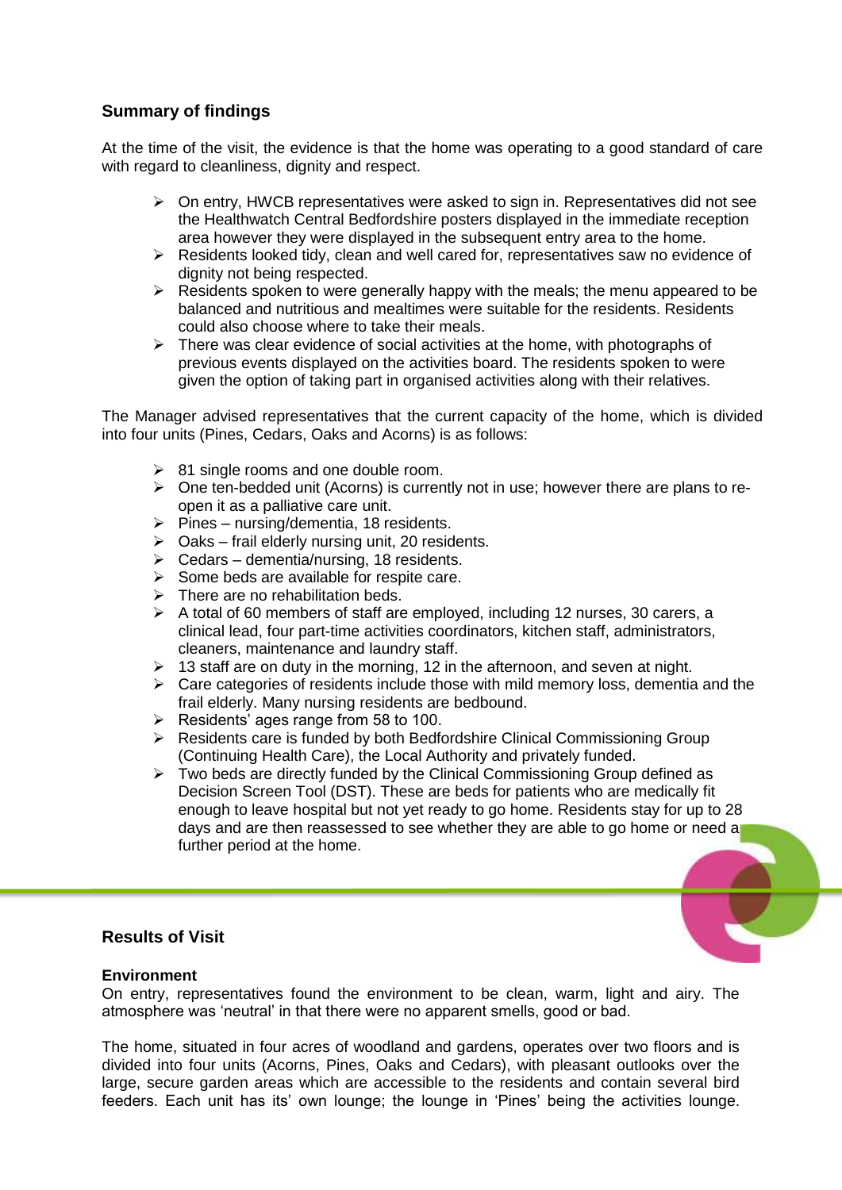## Summary of findings

At the time of the visit, the evidence is that the home was operating to a good standard of care with regard to cleanliness, dignity and respect.

- On entry, HWCB representatives were asked to sign in. Representatives did not see the Healthwatch Central Bedfordshire posters displayed in the immediate reception area however they were displayed in the subsequent entry area to the home.
- Residents looked tidy, clean and well cared for, representatives saw no evidence of dignity not being respected.
- Residents spoken to were generally happy with the meals; the menu appeared to be balanced and nutritious and mealtimes were suitable for the residents. Residents could also choose where to take their meals.
- There was clear evidence of social activities at the home, with photographs of previous events displayed on the activities board. The residents spoken to were given the option of taking part in organised activities along with their relatives.

The Manager advised representatives that the current capacity of the home, which is divided into four units (Pines, Cedars, Oaks and Acorns) is as follows:

- 81 single rooms and one double room.
- One ten-bedded unit (Acorns) is currently not in use; however there are plans to re-open it as a palliative care unit.
- Pines – nursing/dementia, 18 residents.
- Oaks – frail elderly nursing unit, 20 residents.
- Cedars – dementia/nursing, 18 residents.
- Some beds are available for respite care.
- There are no rehabilitation beds.
- A total of 60 members of staff are employed, including 12 nurses, 30 carers, a clinical lead, four part-time activities coordinators, kitchen staff, administrators, cleaners, maintenance and laundry staff.
- 13 staff are on duty in the morning, 12 in the afternoon, and seven at night.
- Care categories of residents include those with mild memory loss, dementia and the frail elderly. Many nursing residents are bedbound.
- Residents' ages range from 58 to 100.
- Residents care is funded by both Bedfordshire Clinical Commissioning Group (Continuing Health Care), the Local Authority and privately funded.
- Two beds are directly funded by the Clinical Commissioning Group defined as Decision Screen Tool (DST). These are beds for patients who are medically fit enough to leave hospital but not yet ready to go home. Residents stay for up to 28 days and are then reassessed to see whether they are able to go home or need a further period at the home.

## Results of Visit

### Environment

On entry, representatives found the environment to be clean, warm, light and airy. The atmosphere was 'neutral' in that there were no apparent smells, good or bad.

The home, situated in four acres of woodland and gardens, operates over two floors and is divided into four units (Acorns, Pines, Oaks and Cedars), with pleasant outlooks over the large, secure garden areas which are accessible to the residents and contain several bird feeders. Each unit has its' own lounge; the lounge in 'Pines' being the activities lounge.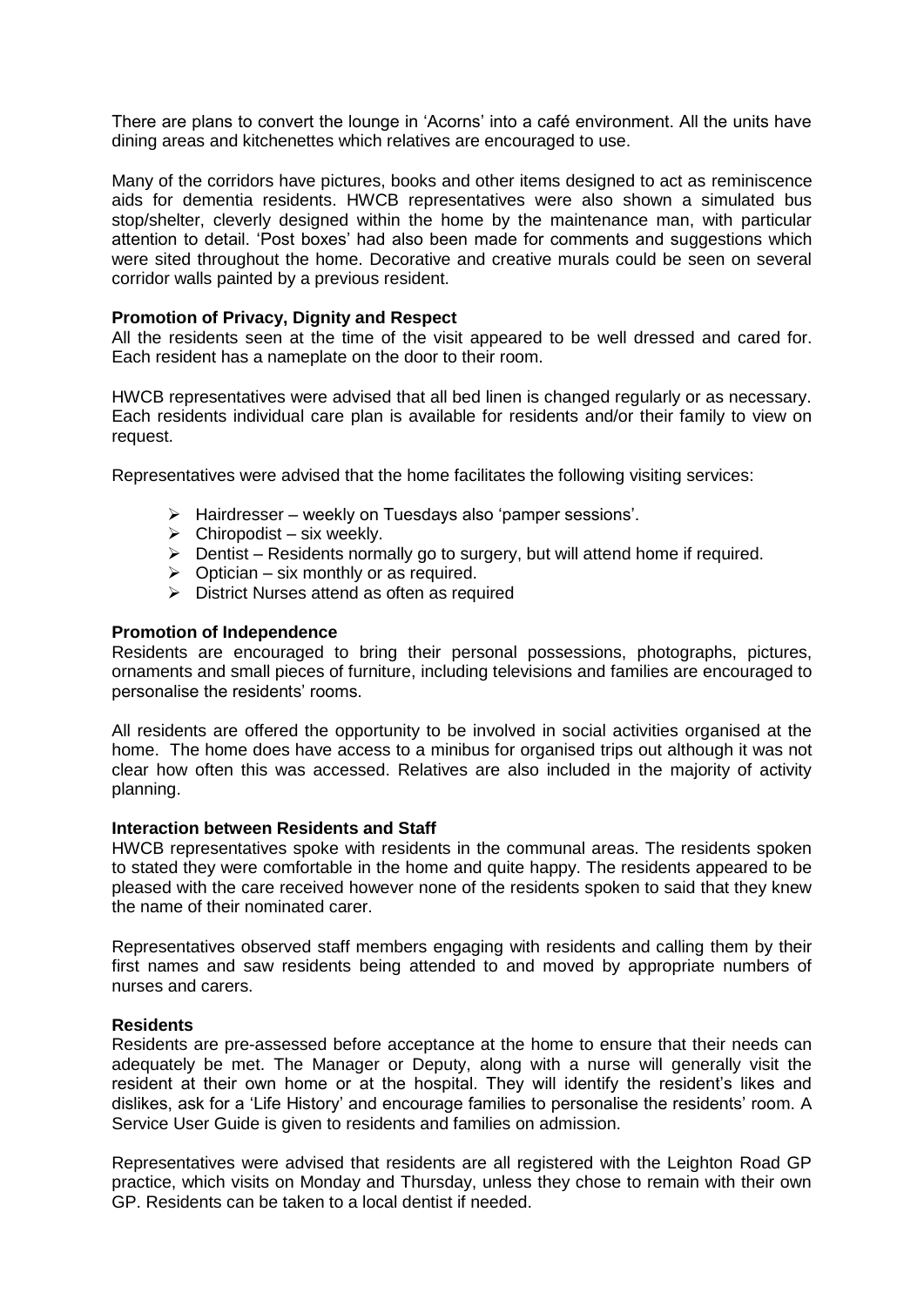There are plans to convert the lounge in 'Acorns' into a café environment. All the units have dining areas and kitchenettes which relatives are encouraged to use.

Many of the corridors have pictures, books and other items designed to act as reminiscence aids for dementia residents. HWCB representatives were also shown a simulated bus stop/shelter, cleverly designed within the home by the maintenance man, with particular attention to detail. 'Post boxes' had also been made for comments and suggestions which were sited throughout the home. Decorative and creative murals could be seen on several corridor walls painted by a previous resident.

**Promotion of Privacy, Dignity and Respect**
All the residents seen at the time of the visit appeared to be well dressed and cared for. Each resident has a nameplate on the door to their room.

HWCB representatives were advised that all bed linen is changed regularly or as necessary. Each residents individual care plan is available for residents and/or their family to view on request.

Representatives were advised that the home facilitates the following visiting services:

- Hairdresser – weekly on Tuesdays also 'pamper sessions'.
- Chiropodist – six weekly.
- Dentist – Residents normally go to surgery, but will attend home if required.
- Optician – six monthly or as required.
- District Nurses attend as often as required

**Promotion of Independence**
Residents are encouraged to bring their personal possessions, photographs, pictures, ornaments and small pieces of furniture, including televisions and families are encouraged to personalise the residents' rooms.

All residents are offered the opportunity to be involved in social activities organised at the home. The home does have access to a minibus for organised trips out although it was not clear how often this was accessed. Relatives are also included in the majority of activity planning.

**Interaction between Residents and Staff**
HWCB representatives spoke with residents in the communal areas. The residents spoken to stated they were comfortable in the home and quite happy. The residents appeared to be pleased with the care received however none of the residents spoken to said that they knew the name of their nominated carer.

Representatives observed staff members engaging with residents and calling them by their first names and saw residents being attended to and moved by appropriate numbers of nurses and carers.

**Residents**
Residents are pre-assessed before acceptance at the home to ensure that their needs can adequately be met. The Manager or Deputy, along with a nurse will generally visit the resident at their own home or at the hospital. They will identify the resident's likes and dislikes, ask for a 'Life History' and encourage families to personalise the residents' room. A Service User Guide is given to residents and families on admission.

Representatives were advised that residents are all registered with the Leighton Road GP practice, which visits on Monday and Thursday, unless they chose to remain with their own GP. Residents can be taken to a local dentist if needed.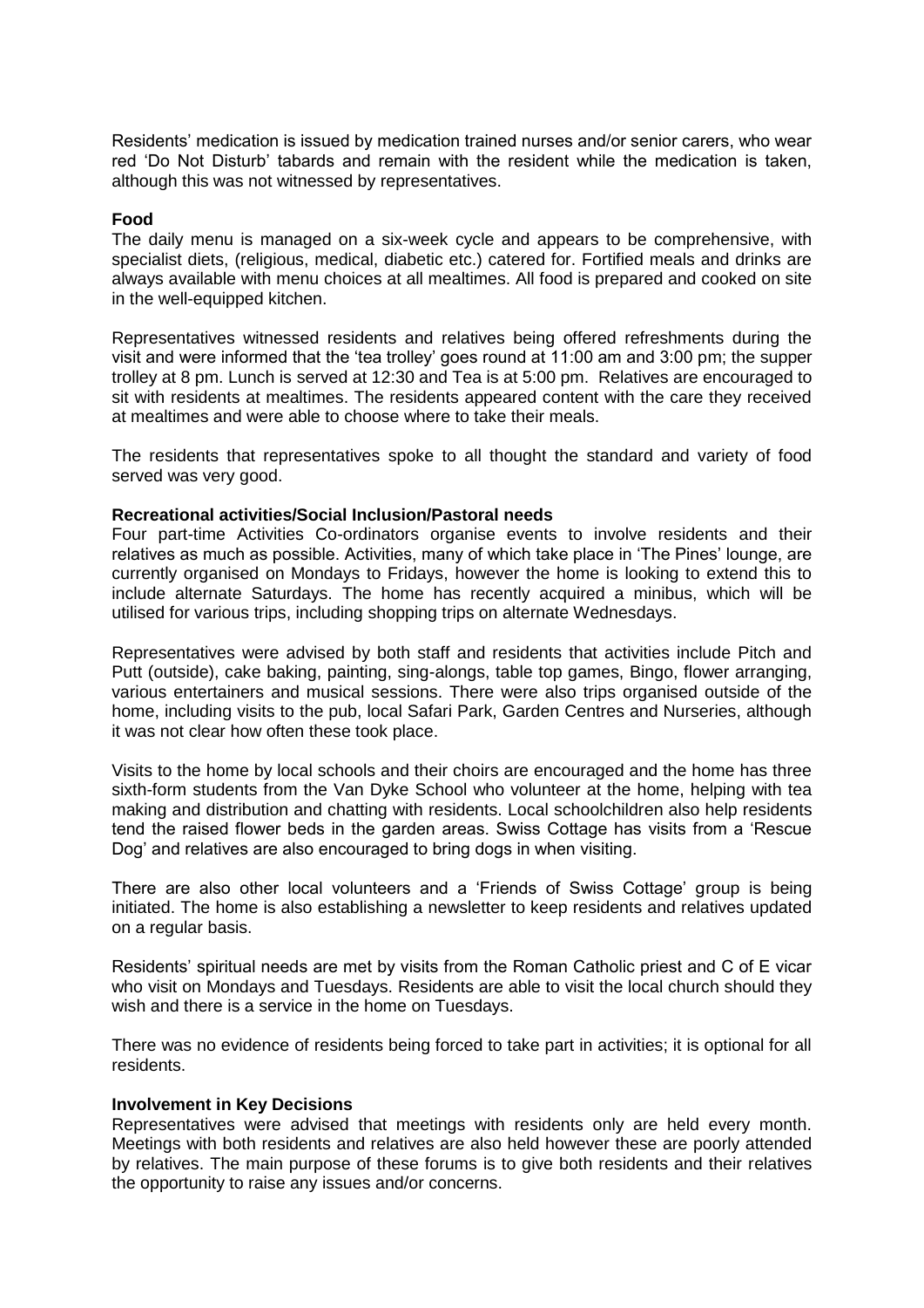Residents' medication is issued by medication trained nurses and/or senior carers, who wear red 'Do Not Disturb' tabards and remain with the resident while the medication is taken, although this was not witnessed by representatives.

**Food**

The daily menu is managed on a six-week cycle and appears to be comprehensive, with specialist diets, (religious, medical, diabetic etc.) catered for. Fortified meals and drinks are always available with menu choices at all mealtimes. All food is prepared and cooked on site in the well-equipped kitchen.

Representatives witnessed residents and relatives being offered refreshments during the visit and were informed that the 'tea trolley' goes round at 11:00 am and 3:00 pm; the supper trolley at 8 pm. Lunch is served at 12:30 and Tea is at 5:00 pm. Relatives are encouraged to sit with residents at mealtimes. The residents appeared content with the care they received at mealtimes and were able to choose where to take their meals.

The residents that representatives spoke to all thought the standard and variety of food served was very good.

**Recreational activities/Social Inclusion/Pastoral needs**

Four part-time Activities Co-ordinators organise events to involve residents and their relatives as much as possible. Activities, many of which take place in 'The Pines' lounge, are currently organised on Mondays to Fridays, however the home is looking to extend this to include alternate Saturdays. The home has recently acquired a minibus, which will be utilised for various trips, including shopping trips on alternate Wednesdays.

Representatives were advised by both staff and residents that activities include Pitch and Putt (outside), cake baking, painting, sing-alongs, table top games, Bingo, flower arranging, various entertainers and musical sessions. There were also trips organised outside of the home, including visits to the pub, local Safari Park, Garden Centres and Nurseries, although it was not clear how often these took place.

Visits to the home by local schools and their choirs are encouraged and the home has three sixth-form students from the Van Dyke School who volunteer at the home, helping with tea making and distribution and chatting with residents. Local schoolchildren also help residents tend the raised flower beds in the garden areas. Swiss Cottage has visits from a 'Rescue Dog' and relatives are also encouraged to bring dogs in when visiting.

There are also other local volunteers and a 'Friends of Swiss Cottage' group is being initiated. The home is also establishing a newsletter to keep residents and relatives updated on a regular basis.

Residents' spiritual needs are met by visits from the Roman Catholic priest and C of E vicar who visit on Mondays and Tuesdays. Residents are able to visit the local church should they wish and there is a service in the home on Tuesdays.

There was no evidence of residents being forced to take part in activities; it is optional for all residents.

**Involvement in Key Decisions**

Representatives were advised that meetings with residents only are held every month. Meetings with both residents and relatives are also held however these are poorly attended by relatives. The main purpose of these forums is to give both residents and their relatives the opportunity to raise any issues and/or concerns.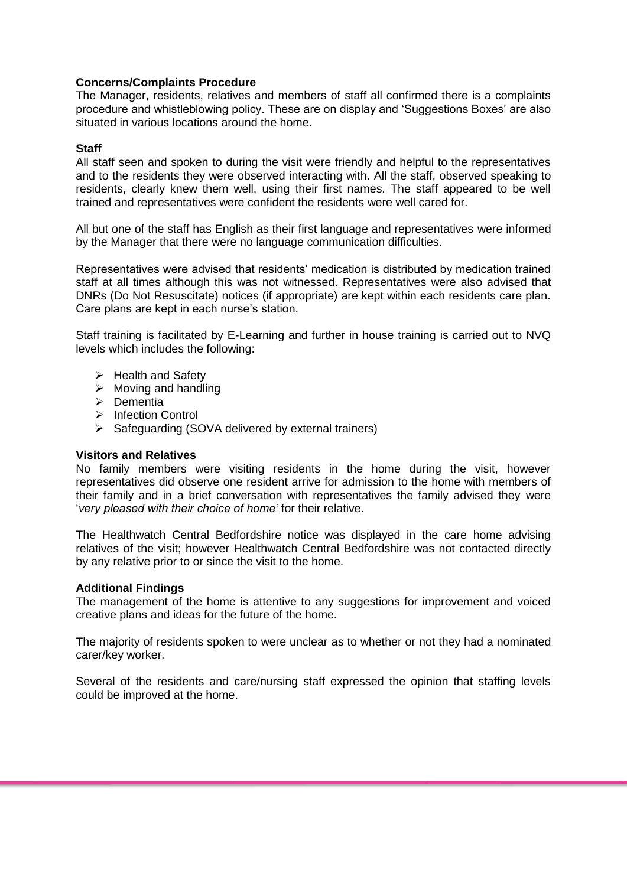**Concerns/Complaints Procedure**

The Manager, residents, relatives and members of staff all confirmed there is a complaints procedure and whistleblowing policy. These are on display and 'Suggestions Boxes' are also situated in various locations around the home.

**Staff**

All staff seen and spoken to during the visit were friendly and helpful to the representatives and to the residents they were observed interacting with. All the staff, observed speaking to residents, clearly knew them well, using their first names. The staff appeared to be well trained and representatives were confident the residents were well cared for.

All but one of the staff has English as their first language and representatives were informed by the Manager that there were no language communication difficulties.

Representatives were advised that residents' medication is distributed by medication trained staff at all times although this was not witnessed. Representatives were also advised that DNRs (Do Not Resuscitate) notices (if appropriate) are kept within each residents care plan. Care plans are kept in each nurse's station.

Staff training is facilitated by E-Learning and further in house training is carried out to NVQ levels which includes the following:

- Health and Safety
- Moving and handling
- Dementia
- Infection Control
- Safeguarding (SOVA delivered by external trainers)

**Visitors and Relatives**

No family members were visiting residents in the home during the visit, however representatives did observe one resident arrive for admission to the home with members of their family and in a brief conversation with representatives the family advised they were '*very pleased with their choice of home'* for their relative.

The Healthwatch Central Bedfordshire notice was displayed in the care home advising relatives of the visit; however Healthwatch Central Bedfordshire was not contacted directly by any relative prior to or since the visit to the home.

**Additional Findings**

The management of the home is attentive to any suggestions for improvement and voiced creative plans and ideas for the future of the home.

The majority of residents spoken to were unclear as to whether or not they had a nominated carer/key worker.

Several of the residents and care/nursing staff expressed the opinion that staffing levels could be improved at the home.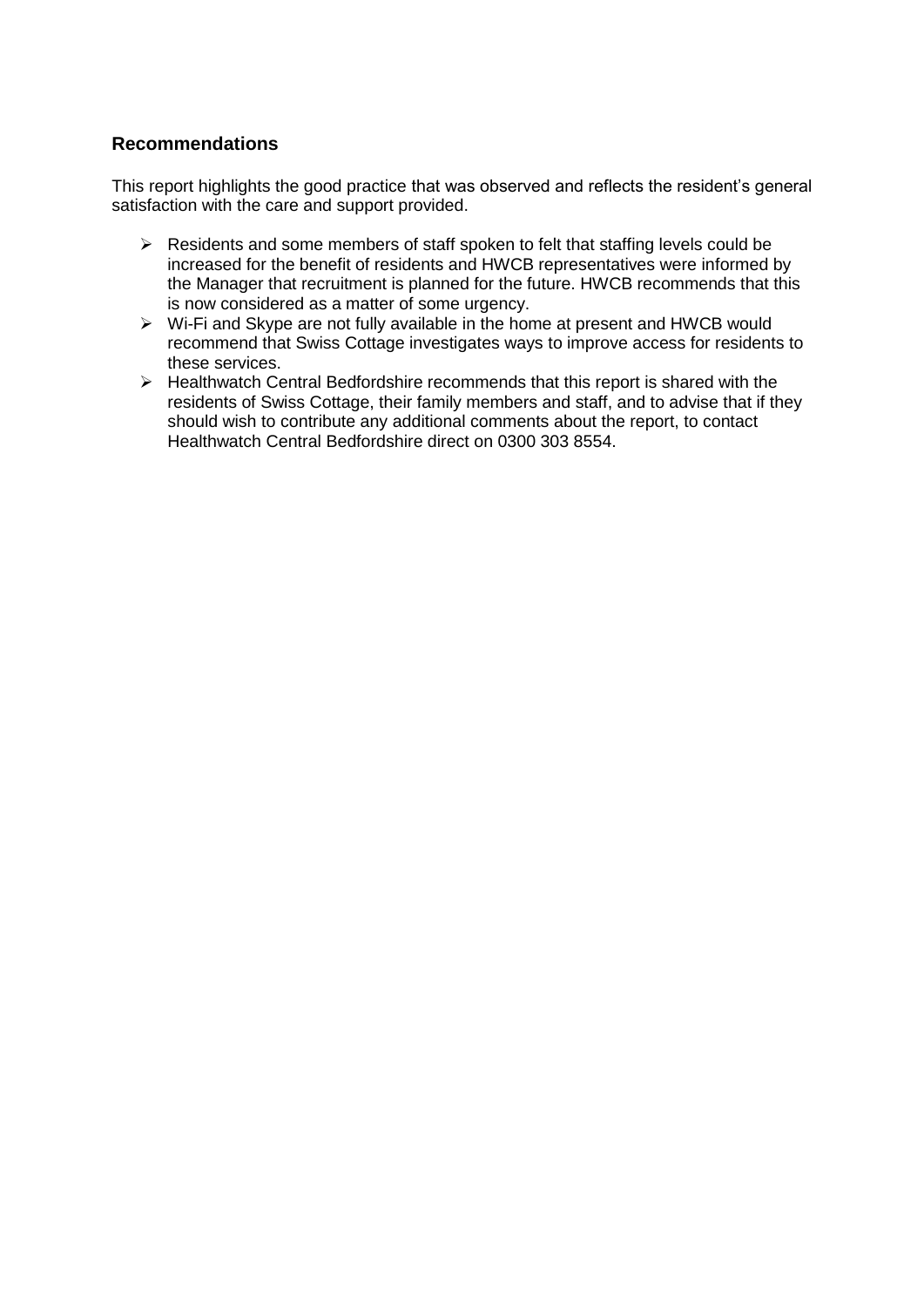## Recommendations

This report highlights the good practice that was observed and reflects the resident's general satisfaction with the care and support provided.

- Residents and some members of staff spoken to felt that staffing levels could be increased for the benefit of residents and HWCB representatives were informed by the Manager that recruitment is planned for the future. HWCB recommends that this is now considered as a matter of some urgency.
- Wi-Fi and Skype are not fully available in the home at present and HWCB would recommend that Swiss Cottage investigates ways to improve access for residents to these services.
- Healthwatch Central Bedfordshire recommends that this report is shared with the residents of Swiss Cottage, their family members and staff, and to advise that if they should wish to contribute any additional comments about the report, to contact Healthwatch Central Bedfordshire direct on 0300 303 8554.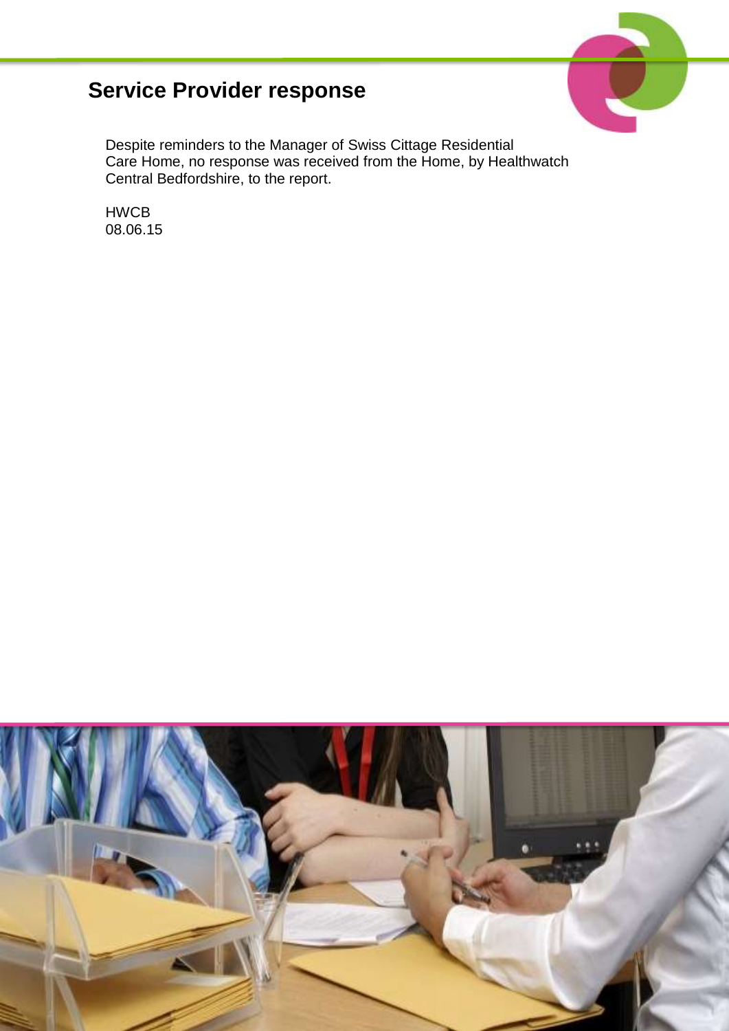## Service Provider response

Despite reminders to the Manager of Swiss Cittage Residential Care Home, no response was received from the Home, by Healthwatch Central Bedfordshire, to the report.

HWCB
08.06.15